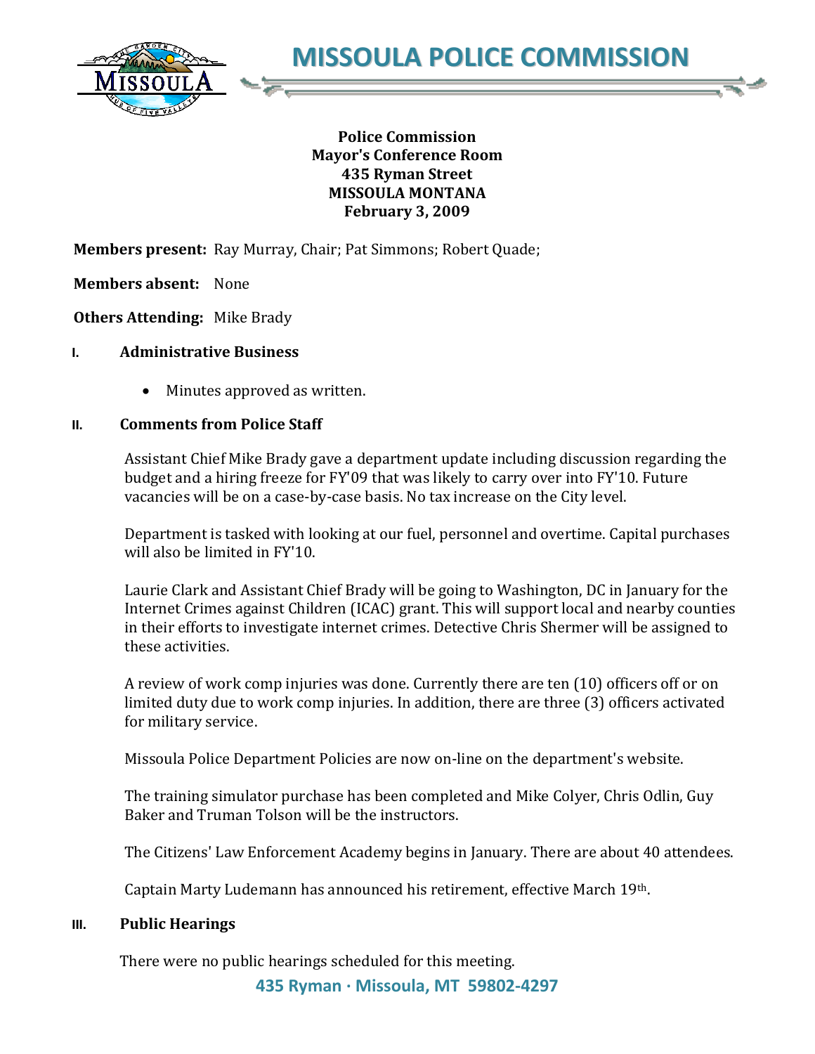# MISSOULA POLICE COMMISSION

**Police Commission**
**Mayor's Conference Room**
**435 Ryman Street**
**MISSOULA MONTANA**
**February 3, 2009**

**Members present:** Ray Murray, Chair; Pat Simmons; Robert Quade;

**Members absent:** None

**Others Attending:** Mike Brady

## I. Administrative Business

- Minutes approved as written.

## II. Comments from Police Staff

Assistant Chief Mike Brady gave a department update including discussion regarding the budget and a hiring freeze for FY'09 that was likely to carry over into FY'10. Future vacancies will be on a case-by-case basis. No tax increase on the City level.

Department is tasked with looking at our fuel, personnel and overtime. Capital purchases will also be limited in FY'10.

Laurie Clark and Assistant Chief Brady will be going to Washington, DC in January for the Internet Crimes against Children (ICAC) grant. This will support local and nearby counties in their efforts to investigate internet crimes. Detective Chris Shermer will be assigned to these activities.

A review of work comp injuries was done. Currently there are ten (10) officers off or on limited duty due to work comp injuries. In addition, there are three (3) officers activated for military service.

Missoula Police Department Policies are now on-line on the department's website.

The training simulator purchase has been completed and Mike Colyer, Chris Odlin, Guy Baker and Truman Tolson will be the instructors.

The Citizens' Law Enforcement Academy begins in January. There are about 40 attendees.

Captain Marty Ludemann has announced his retirement, effective March 19th.

## III. Public Hearings

There were no public hearings scheduled for this meeting.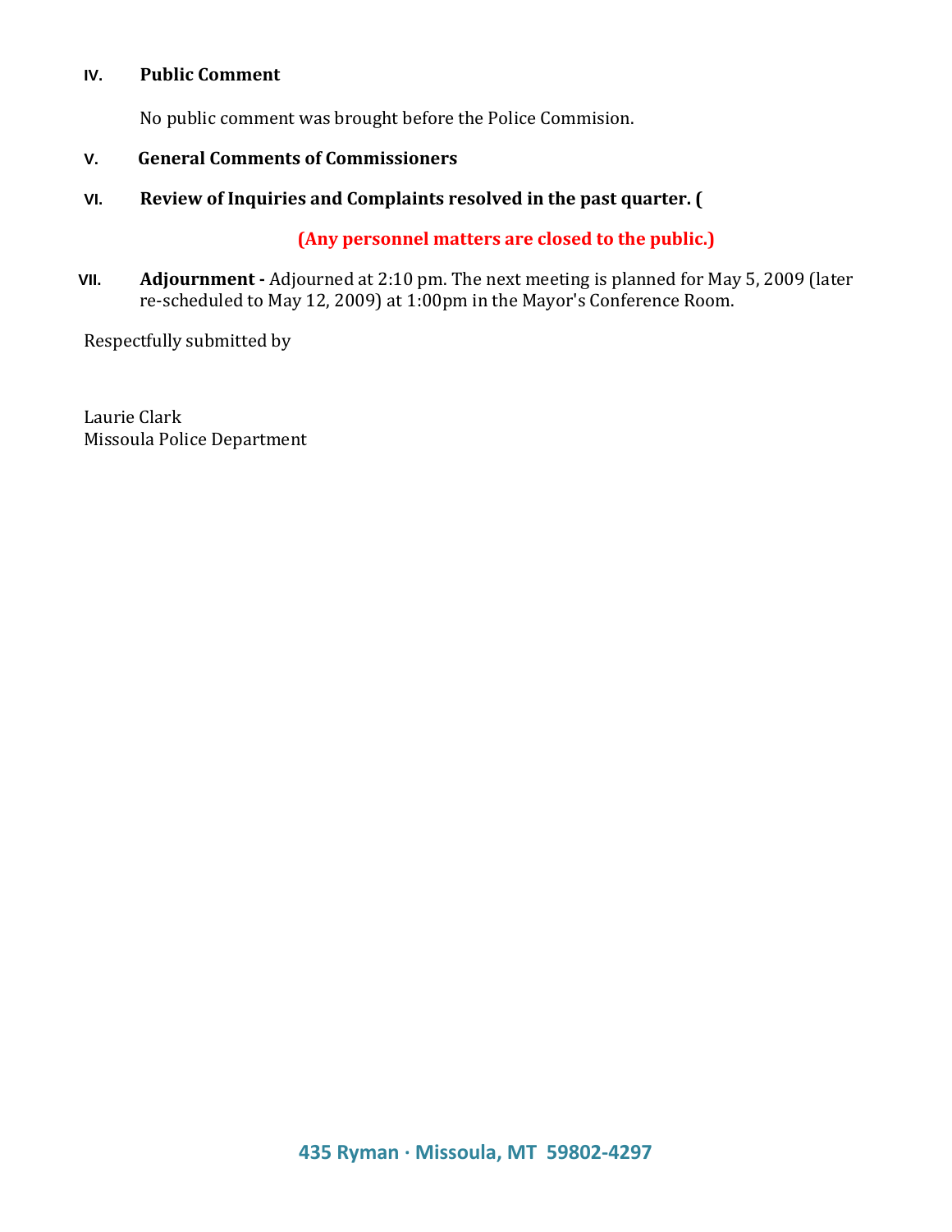**IV. Public Comment**

No public comment was brought before the Police Commision.

**V. General Comments of Commissioners**

**VI. Review of Inquiries and Complaints resolved in the past quarter. (**

**(Any personnel matters are closed to the public.)**

**VII. Adjournment -** Adjourned at 2:10 pm. The next meeting is planned for May 5, 2009 (later re-scheduled to May 12, 2009) at 1:00pm in the Mayor's Conference Room.

Respectfully submitted by

Laurie Clark
Missoula Police Department

**435 Ryman · Missoula, MT 59802-4297**